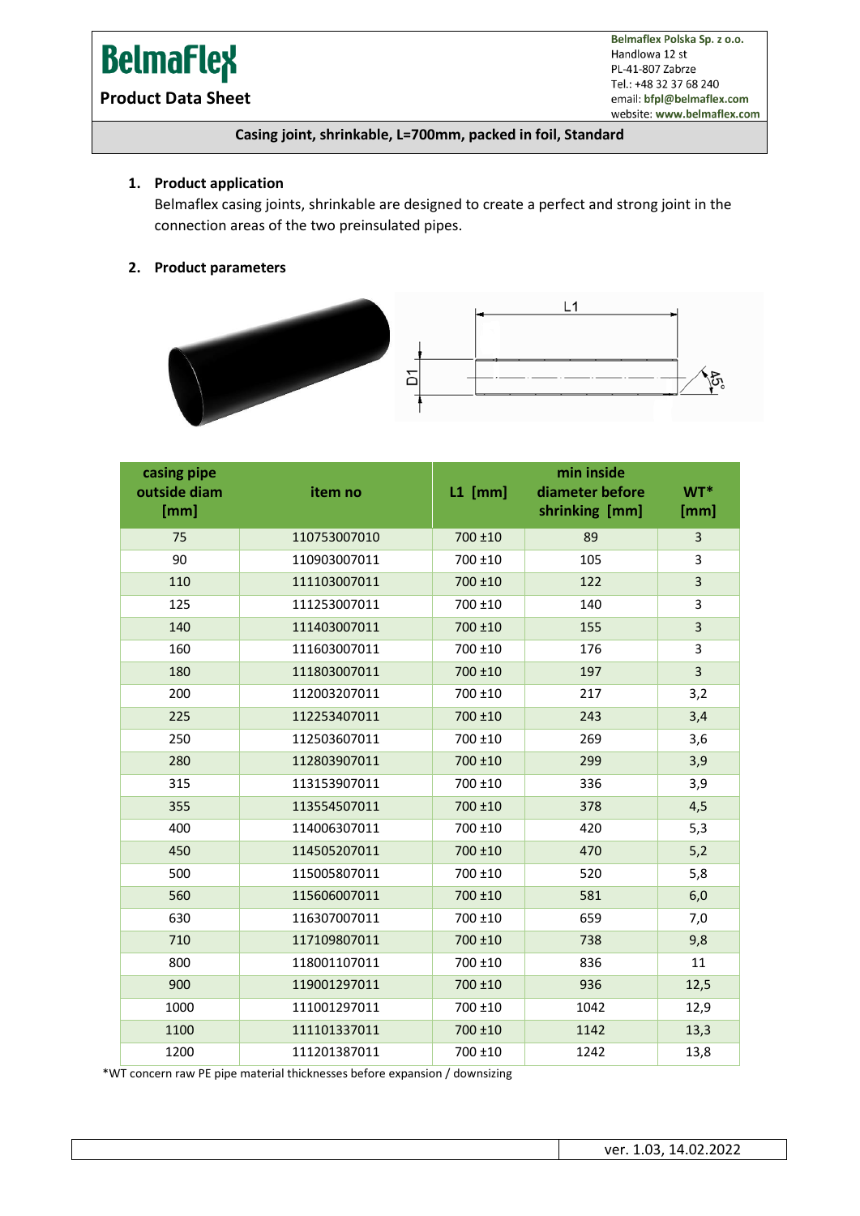# BelmaFlex

**Product Data Sheet**

Belmaflex Polska Sp. z o.o.
Handlowa 12 st
PL-41-807 Zabrze
Tel.: +48 32 37 68 240
email: bfpl@belmaflex.com
website: www.belmaflex.com

**Casing joint, shrinkable, L=700mm, packed in foil, Standard**

## 1. Product application

Belmaflex casing joints, shrinkable are designed to create a perfect and strong joint in the connection areas of the two preinsulated pipes.

## 2. Product parameters

| casing pipe outside diam [mm] | item no | L1 [mm] | min inside diameter before shrinking [mm] | WT* [mm] |
|---|---|---|---|---|
| 75 | 110753007010 | 700 ±10 | 89 | 3 |
| 90 | 110903007011 | 700 ±10 | 105 | 3 |
| 110 | 111103007011 | 700 ±10 | 122 | 3 |
| 125 | 111253007011 | 700 ±10 | 140 | 3 |
| 140 | 111403007011 | 700 ±10 | 155 | 3 |
| 160 | 111603007011 | 700 ±10 | 176 | 3 |
| 180 | 111803007011 | 700 ±10 | 197 | 3 |
| 200 | 112003207011 | 700 ±10 | 217 | 3,2 |
| 225 | 112253407011 | 700 ±10 | 243 | 3,4 |
| 250 | 112503607011 | 700 ±10 | 269 | 3,6 |
| 280 | 112803907011 | 700 ±10 | 299 | 3,9 |
| 315 | 113153907011 | 700 ±10 | 336 | 3,9 |
| 355 | 113554507011 | 700 ±10 | 378 | 4,5 |
| 400 | 114006307011 | 700 ±10 | 420 | 5,3 |
| 450 | 114505207011 | 700 ±10 | 470 | 5,2 |
| 500 | 115005807011 | 700 ±10 | 520 | 5,8 |
| 560 | 115606007011 | 700 ±10 | 581 | 6,0 |
| 630 | 116307007011 | 700 ±10 | 659 | 7,0 |
| 710 | 117109807011 | 700 ±10 | 738 | 9,8 |
| 800 | 118001107011 | 700 ±10 | 836 | 11 |
| 900 | 119001297011 | 700 ±10 | 936 | 12,5 |
| 1000 | 111001297011 | 700 ±10 | 1042 | 12,9 |
| 1100 | 111101337011 | 700 ±10 | 1142 | 13,3 |
| 1200 | 111201387011 | 700 ±10 | 1242 | 13,8 |

*WT concern raw PE pipe material thicknesses before expansion / downsizing

ver. 1.03, 14.02.2022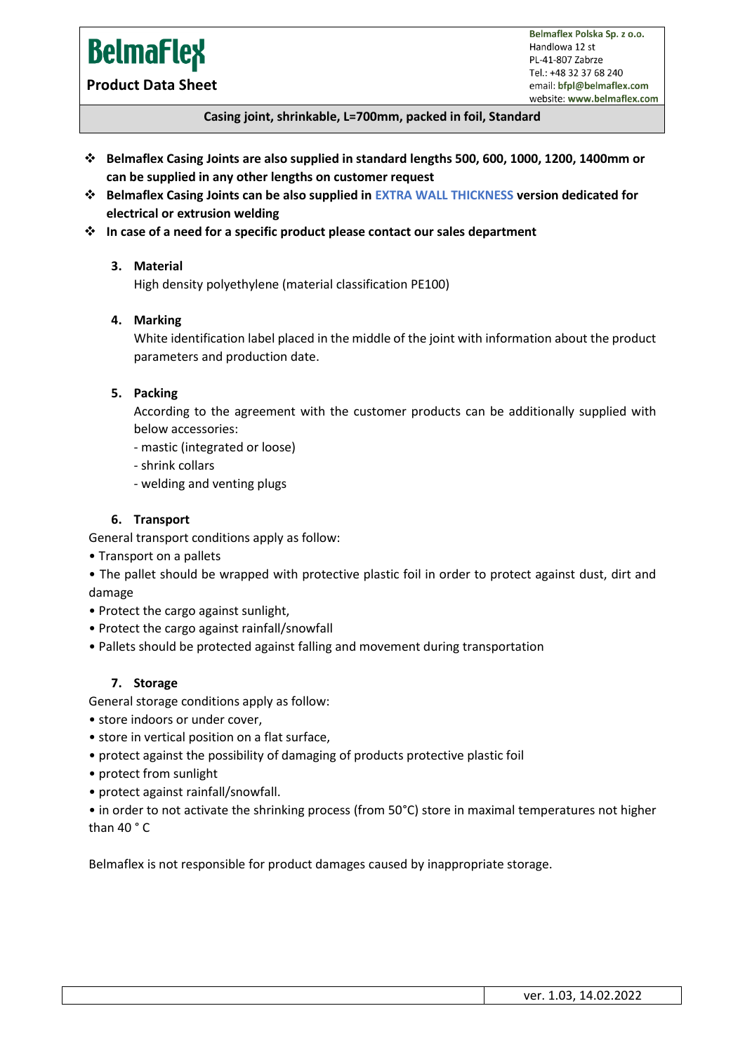- **Belmaflex Casing Joints are also supplied in standard lengths 500, 600, 1000, 1200, 1400mm or can be supplied in any other lengths on customer request**
- **Belmaflex Casing Joints can be also supplied in EXTRA WALL THICKNESS version dedicated for electrical or extrusion welding**
- **In case of a need for a specific product please contact our sales department**

### 3. Material

High density polyethylene (material classification PE100)

### 4. Marking

White identification label placed in the middle of the joint with information about the product parameters and production date.

### 5. Packing

According to the agreement with the customer products can be additionally supplied with below accessories:

- mastic (integrated or loose)
- shrink collars
- welding and venting plugs

### 6. Transport

General transport conditions apply as follow:

- Transport on a pallets
- The pallet should be wrapped with protective plastic foil in order to protect against dust, dirt and damage
- Protect the cargo against sunlight,
- Protect the cargo against rainfall/snowfall
- Pallets should be protected against falling and movement during transportation

### 7. Storage

General storage conditions apply as follow:

- store indoors or under cover,
- store in vertical position on a flat surface,
- protect against the possibility of damaging of products protective plastic foil
- protect from sunlight
- protect against rainfall/snowfall.
- in order to not activate the shrinking process (from 50°C) store in maximal temperatures not higher than 40 ° C

Belmaflex is not responsible for product damages caused by inappropriate storage.